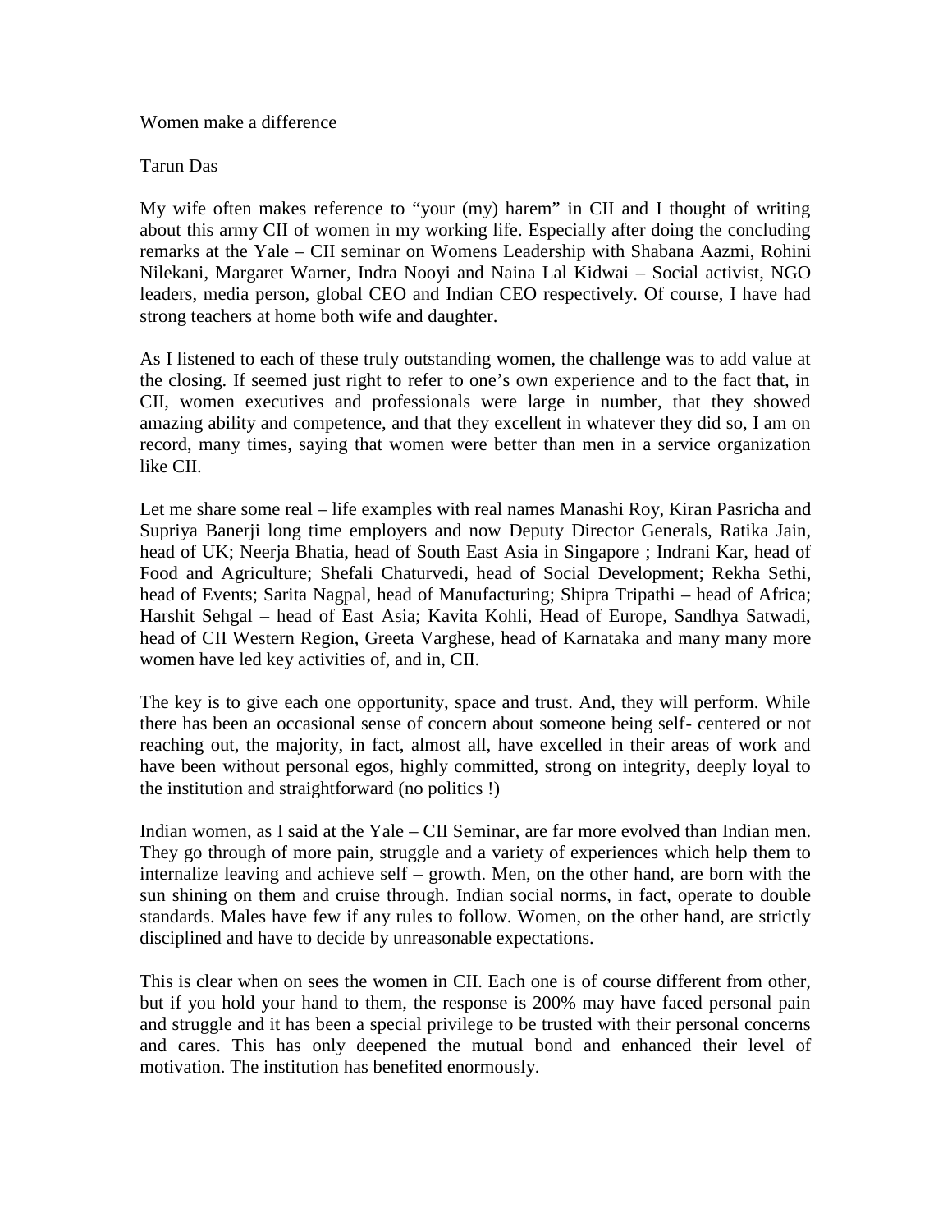Women make a difference

Tarun Das

My wife often makes reference to "your (my) harem" in CII and I thought of writing about this army CII of women in my working life. Especially after doing the concluding remarks at the Yale – CII seminar on Womens Leadership with Shabana Aazmi, Rohini Nilekani, Margaret Warner, Indra Nooyi and Naina Lal Kidwai – Social activist, NGO leaders, media person, global CEO and Indian CEO respectively. Of course, I have had strong teachers at home both wife and daughter.

As I listened to each of these truly outstanding women, the challenge was to add value at the closing. If seemed just right to refer to one's own experience and to the fact that, in CII, women executives and professionals were large in number, that they showed amazing ability and competence, and that they excellent in whatever they did so, I am on record, many times, saying that women were better than men in a service organization like CII.

Let me share some real – life examples with real names Manashi Roy, Kiran Pasricha and Supriya Banerji long time employers and now Deputy Director Generals, Ratika Jain, head of UK; Neerja Bhatia, head of South East Asia in Singapore ; Indrani Kar, head of Food and Agriculture; Shefali Chaturvedi, head of Social Development; Rekha Sethi, head of Events; Sarita Nagpal, head of Manufacturing; Shipra Tripathi – head of Africa; Harshit Sehgal – head of East Asia; Kavita Kohli, Head of Europe, Sandhya Satwadi, head of CII Western Region, Greeta Varghese, head of Karnataka and many many more women have led key activities of, and in, CII.

The key is to give each one opportunity, space and trust. And, they will perform. While there has been an occasional sense of concern about someone being self- centered or not reaching out, the majority, in fact, almost all, have excelled in their areas of work and have been without personal egos, highly committed, strong on integrity, deeply loyal to the institution and straightforward (no politics !)

Indian women, as I said at the Yale – CII Seminar, are far more evolved than Indian men. They go through of more pain, struggle and a variety of experiences which help them to internalize leaving and achieve self – growth. Men, on the other hand, are born with the sun shining on them and cruise through. Indian social norms, in fact, operate to double standards. Males have few if any rules to follow. Women, on the other hand, are strictly disciplined and have to decide by unreasonable expectations.

This is clear when on sees the women in CII. Each one is of course different from other, but if you hold your hand to them, the response is 200% may have faced personal pain and struggle and it has been a special privilege to be trusted with their personal concerns and cares. This has only deepened the mutual bond and enhanced their level of motivation. The institution has benefited enormously.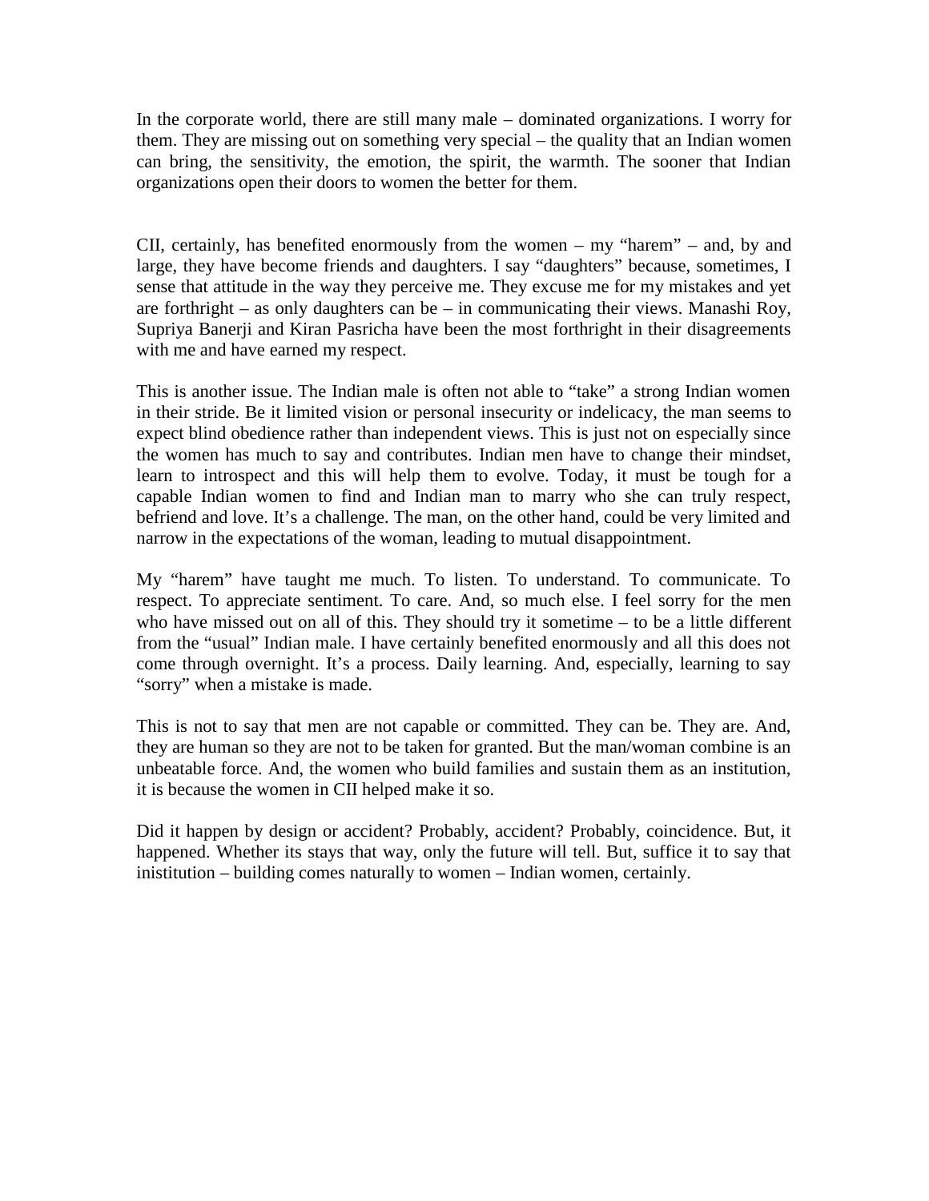In the corporate world, there are still many male – dominated organizations. I worry for them. They are missing out on something very special – the quality that an Indian women can bring, the sensitivity, the emotion, the spirit, the warmth. The sooner that Indian organizations open their doors to women the better for them.

CII, certainly, has benefited enormously from the women – my "harem" – and, by and large, they have become friends and daughters. I say "daughters" because, sometimes, I sense that attitude in the way they perceive me. They excuse me for my mistakes and yet are forthright – as only daughters can be – in communicating their views. Manashi Roy, Supriya Banerji and Kiran Pasricha have been the most forthright in their disagreements with me and have earned my respect.

This is another issue. The Indian male is often not able to "take" a strong Indian women in their stride. Be it limited vision or personal insecurity or indelicacy, the man seems to expect blind obedience rather than independent views. This is just not on especially since the women has much to say and contributes. Indian men have to change their mindset, learn to introspect and this will help them to evolve. Today, it must be tough for a capable Indian women to find and Indian man to marry who she can truly respect, befriend and love. It's a challenge. The man, on the other hand, could be very limited and narrow in the expectations of the woman, leading to mutual disappointment.

My "harem" have taught me much. To listen. To understand. To communicate. To respect. To appreciate sentiment. To care. And, so much else. I feel sorry for the men who have missed out on all of this. They should try it sometime – to be a little different from the "usual" Indian male. I have certainly benefited enormously and all this does not come through overnight. It's a process. Daily learning. And, especially, learning to say "sorry" when a mistake is made.

This is not to say that men are not capable or committed. They can be. They are. And, they are human so they are not to be taken for granted. But the man/woman combine is an unbeatable force. And, the women who build families and sustain them as an institution, it is because the women in CII helped make it so.

Did it happen by design or accident? Probably, accident? Probably, coincidence. But, it happened. Whether its stays that way, only the future will tell. But, suffice it to say that inistitution – building comes naturally to women – Indian women, certainly.